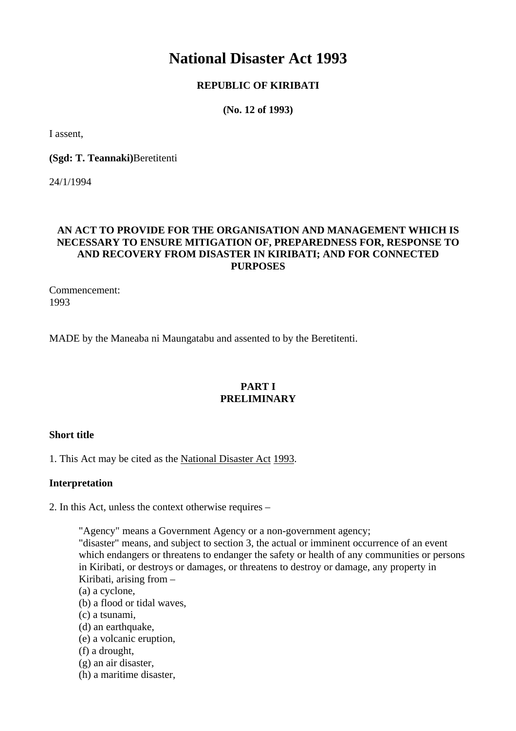# National Disaster Act 1993

**REPUBLIC OF KIRIBATI**

**(No. 12 of 1993)**

I assent,

**(Sgd: T. Teannaki)**Beretitenti

24/1/1994

**AN ACT TO PROVIDE FOR THE ORGANISATION AND MANAGEMENT WHICH IS NECESSARY TO ENSURE MITIGATION OF, PREPAREDNESS FOR, RESPONSE TO AND RECOVERY FROM DISASTER IN KIRIBATI; AND FOR CONNECTED PURPOSES**

Commencement:
1993

MADE by the Maneaba ni Maungatabu and assented to by the Beretitenti.

## PART I
## PRELIMINARY

### Short title

1. This Act may be cited as the National Disaster Act 1993.

### Interpretation

2. In this Act, unless the context otherwise requires –

> "Agency" means a Government Agency or a non-government agency;
> "disaster" means, and subject to section 3, the actual or imminent occurrence of an event which endangers or threatens to endanger the safety or health of any communities or persons in Kiribati, or destroys or damages, or threatens to destroy or damage, any property in Kiribati, arising from –
> (a) a cyclone,
> (b) a flood or tidal waves,
> (c) a tsunami,
> (d) an earthquake,
> (e) a volcanic eruption,
> (f) a drought,
> (g) an air disaster,
> (h) a maritime disaster,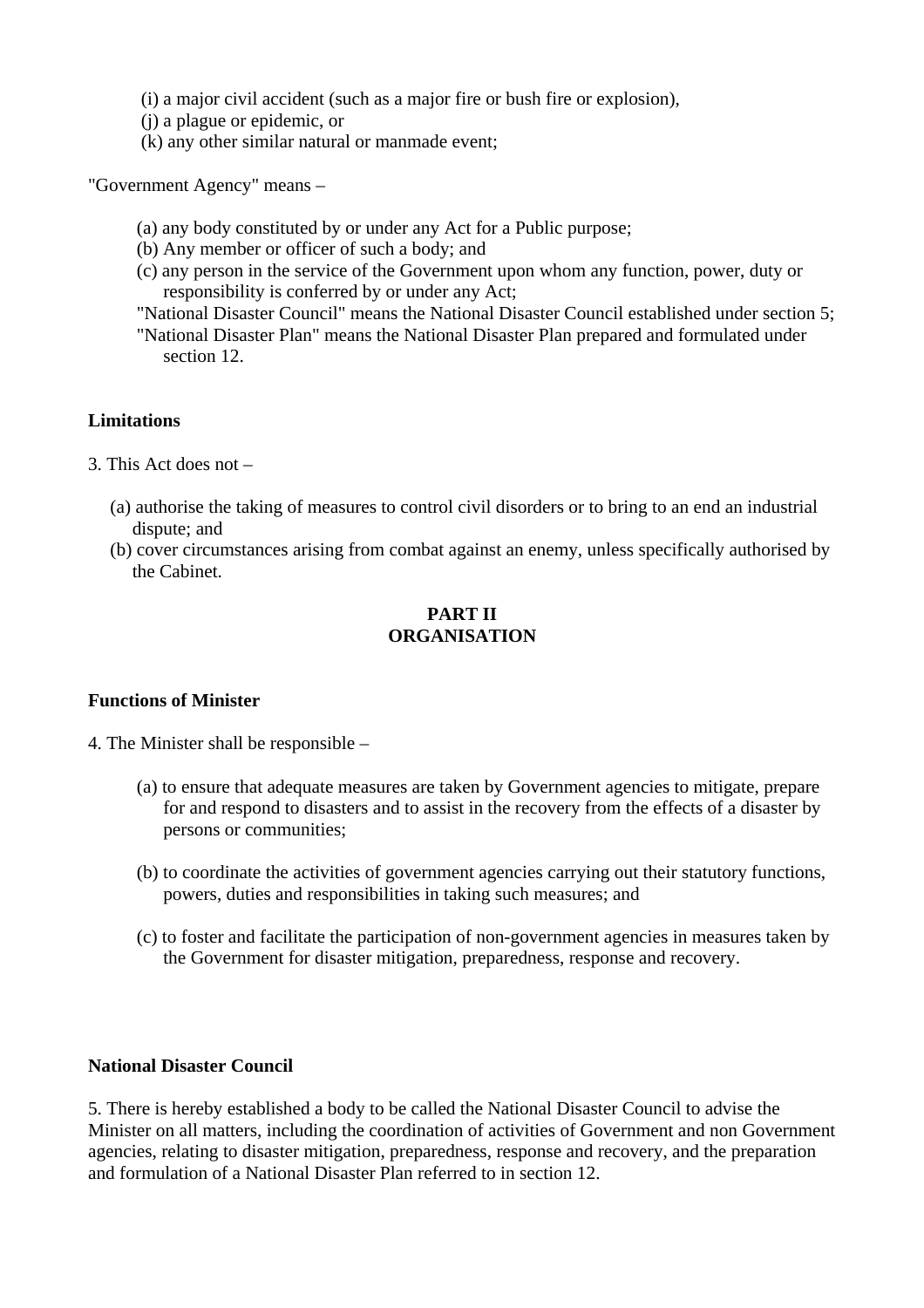(i) a major civil accident (such as a major fire or bush fire or explosion),
(j) a plague or epidemic, or
(k) any other similar natural or manmade event;

"Government Agency" means –

(a) any body constituted by or under any Act for a Public purpose;
(b) Any member or officer of such a body; and
(c) any person in the service of the Government upon whom any function, power, duty or responsibility is conferred by or under any Act;

"National Disaster Council" means the National Disaster Council established under section 5;
"National Disaster Plan" means the National Disaster Plan prepared and formulated under section 12.

**Limitations**

3. This Act does not –

(a) authorise the taking of measures to control civil disorders or to bring to an end an industrial dispute; and
(b) cover circumstances arising from combat against an enemy, unless specifically authorised by the Cabinet.

## PART II
## ORGANISATION

**Functions of Minister**

4. The Minister shall be responsible –

(a) to ensure that adequate measures are taken by Government agencies to mitigate, prepare for and respond to disasters and to assist in the recovery from the effects of a disaster by persons or communities;

(b) to coordinate the activities of government agencies carrying out their statutory functions, powers, duties and responsibilities in taking such measures; and

(c) to foster and facilitate the participation of non-government agencies in measures taken by the Government for disaster mitigation, preparedness, response and recovery.

**National Disaster Council**

5. There is hereby established a body to be called the National Disaster Council to advise the Minister on all matters, including the coordination of activities of Government and non Government agencies, relating to disaster mitigation, preparedness, response and recovery, and the preparation and formulation of a National Disaster Plan referred to in section 12.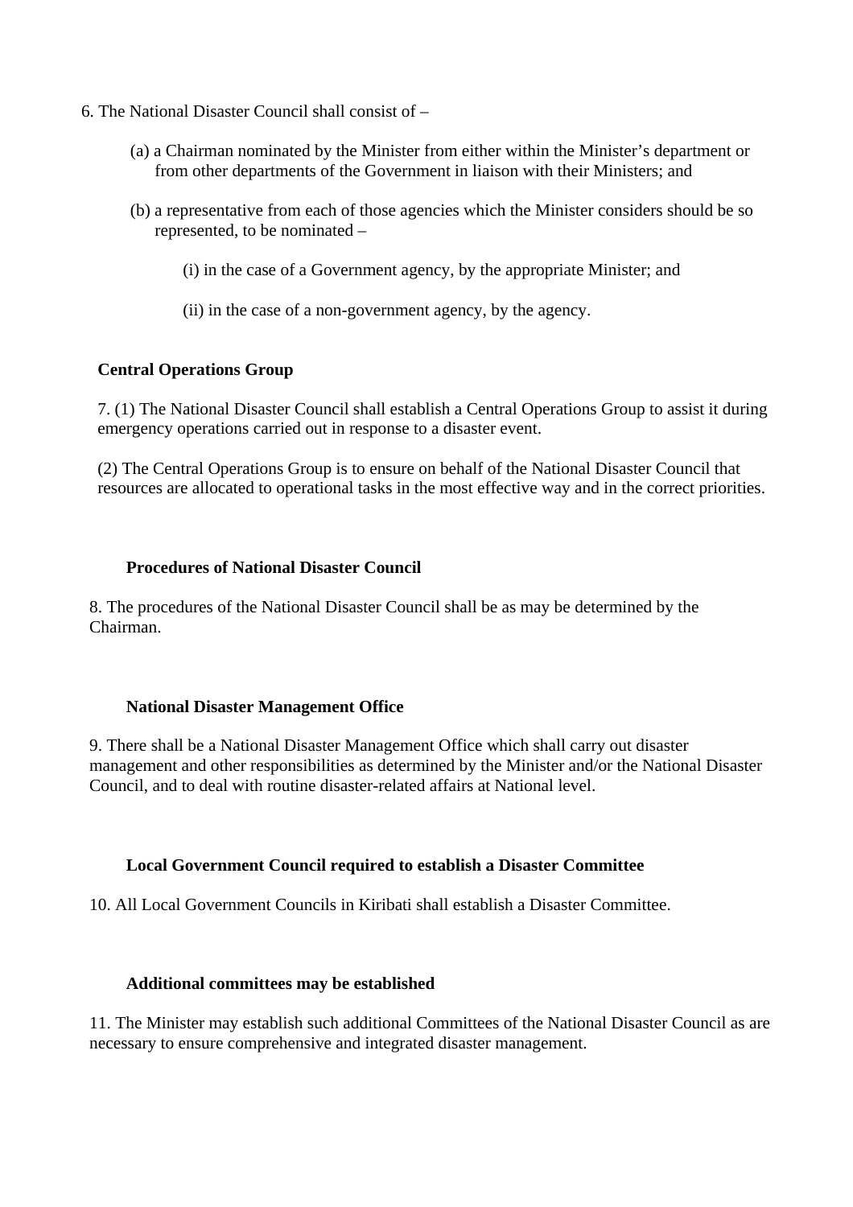6. The National Disaster Council shall consist of –

(a) a Chairman nominated by the Minister from either within the Minister's department or from other departments of the Government in liaison with their Ministers; and

(b) a representative from each of those agencies which the Minister considers should be so represented, to be nominated –

(i) in the case of a Government agency, by the appropriate Minister; and

(ii) in the case of a non-government agency, by the agency.

**Central Operations Group**

7. (1) The National Disaster Council shall establish a Central Operations Group to assist it during emergency operations carried out in response to a disaster event.

(2) The Central Operations Group is to ensure on behalf of the National Disaster Council that resources are allocated to operational tasks in the most effective way and in the correct priorities.

**Procedures of National Disaster Council**

8. The procedures of the National Disaster Council shall be as may be determined by the Chairman.

**National Disaster Management Office**

9. There shall be a National Disaster Management Office which shall carry out disaster management and other responsibilities as determined by the Minister and/or the National Disaster Council, and to deal with routine disaster-related affairs at National level.

**Local Government Council required to establish a Disaster Committee**

10. All Local Government Councils in Kiribati shall establish a Disaster Committee.

**Additional committees may be established**

11. The Minister may establish such additional Committees of the National Disaster Council as are necessary to ensure comprehensive and integrated disaster management.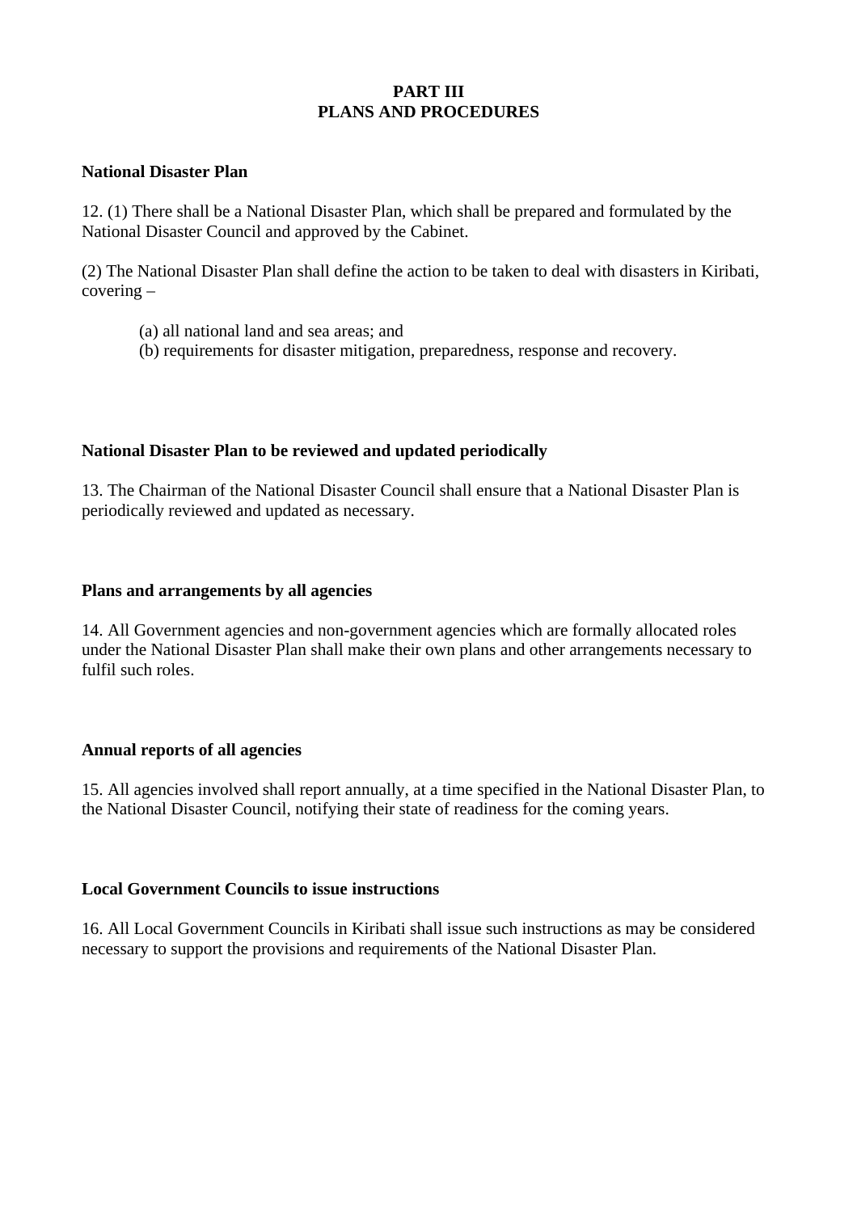# PART III
# PLANS AND PROCEDURES

**National Disaster Plan**

12. (1) There shall be a National Disaster Plan, which shall be prepared and formulated by the National Disaster Council and approved by the Cabinet.

(2) The National Disaster Plan shall define the action to be taken to deal with disasters in Kiribati, covering –

(a) all national land and sea areas; and
(b) requirements for disaster mitigation, preparedness, response and recovery.

**National Disaster Plan to be reviewed and updated periodically**

13. The Chairman of the National Disaster Council shall ensure that a National Disaster Plan is periodically reviewed and updated as necessary.

**Plans and arrangements by all agencies**

14. All Government agencies and non-government agencies which are formally allocated roles under the National Disaster Plan shall make their own plans and other arrangements necessary to fulfil such roles.

**Annual reports of all agencies**

15. All agencies involved shall report annually, at a time specified in the National Disaster Plan, to the National Disaster Council, notifying their state of readiness for the coming years.

**Local Government Councils to issue instructions**

16. All Local Government Councils in Kiribati shall issue such instructions as may be considered necessary to support the provisions and requirements of the National Disaster Plan.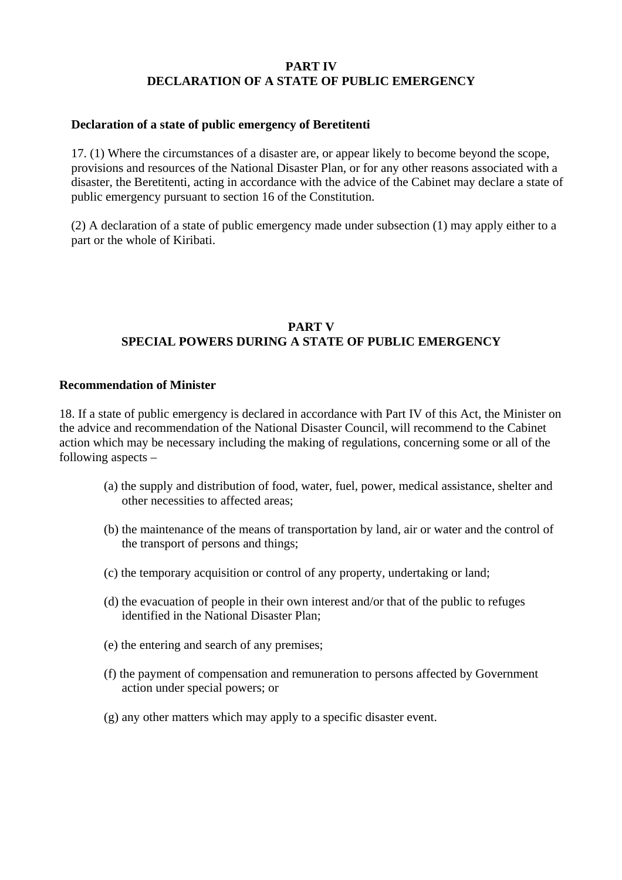## PART IV
## DECLARATION OF A STATE OF PUBLIC EMERGENCY

**Declaration of a state of public emergency of Beretitenti**

17. (1) Where the circumstances of a disaster are, or appear likely to become beyond the scope, provisions and resources of the National Disaster Plan, or for any other reasons associated with a disaster, the Beretitenti, acting in accordance with the advice of the Cabinet may declare a state of public emergency pursuant to section 16 of the Constitution.

(2) A declaration of a state of public emergency made under subsection (1) may apply either to a part or the whole of Kiribati.

## PART V
## SPECIAL POWERS DURING A STATE OF PUBLIC EMERGENCY

**Recommendation of Minister**

18. If a state of public emergency is declared in accordance with Part IV of this Act, the Minister on the advice and recommendation of the National Disaster Council, will recommend to the Cabinet action which may be necessary including the making of regulations, concerning some or all of the following aspects –

(a) the supply and distribution of food, water, fuel, power, medical assistance, shelter and other necessities to affected areas;

(b) the maintenance of the means of transportation by land, air or water and the control of the transport of persons and things;

(c) the temporary acquisition or control of any property, undertaking or land;

(d) the evacuation of people in their own interest and/or that of the public to refuges identified in the National Disaster Plan;

(e) the entering and search of any premises;

(f) the payment of compensation and remuneration to persons affected by Government action under special powers; or

(g) any other matters which may apply to a specific disaster event.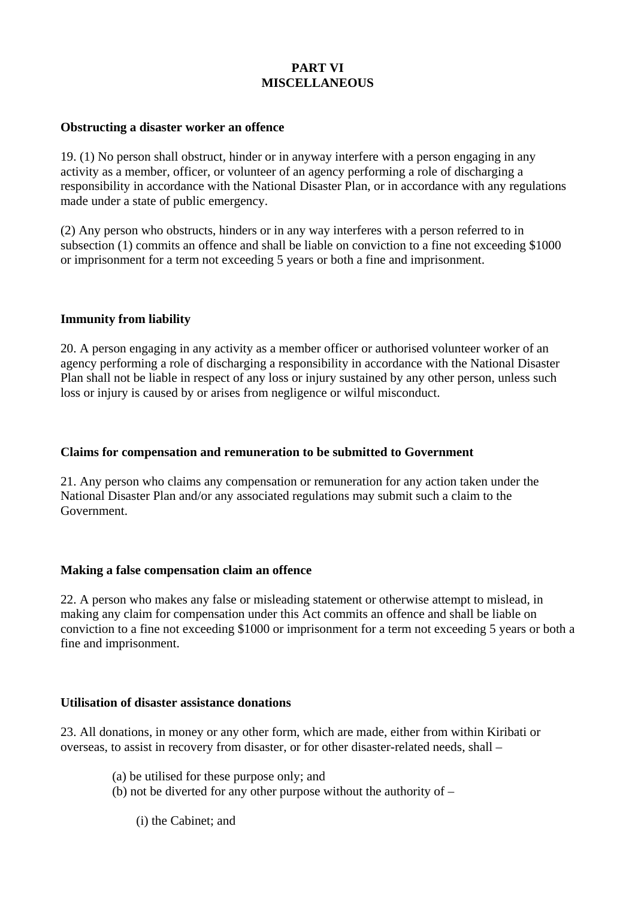# PART VI
# MISCELLANEOUS

### Obstructing a disaster worker an offence

19. (1) No person shall obstruct, hinder or in anyway interfere with a person engaging in any activity as a member, officer, or volunteer of an agency performing a role of discharging a responsibility in accordance with the National Disaster Plan, or in accordance with any regulations made under a state of public emergency.

(2) Any person who obstructs, hinders or in any way interferes with a person referred to in subsection (1) commits an offence and shall be liable on conviction to a fine not exceeding $1000 or imprisonment for a term not exceeding 5 years or both a fine and imprisonment.

### Immunity from liability

20. A person engaging in any activity as a member officer or authorised volunteer worker of an agency performing a role of discharging a responsibility in accordance with the National Disaster Plan shall not be liable in respect of any loss or injury sustained by any other person, unless such loss or injury is caused by or arises from negligence or wilful misconduct.

### Claims for compensation and remuneration to be submitted to Government

21. Any person who claims any compensation or remuneration for any action taken under the National Disaster Plan and/or any associated regulations may submit such a claim to the Government.

### Making a false compensation claim an offence

22. A person who makes any false or misleading statement or otherwise attempt to mislead, in making any claim for compensation under this Act commits an offence and shall be liable on conviction to a fine not exceeding $1000 or imprisonment for a term not exceeding 5 years or both a fine and imprisonment.

### Utilisation of disaster assistance donations

23. All donations, in money or any other form, which are made, either from within Kiribati or overseas, to assist in recovery from disaster, or for other disaster-related needs, shall –

(a) be utilised for these purpose only; and
(b) not be diverted for any other purpose without the authority of –

(i) the Cabinet; and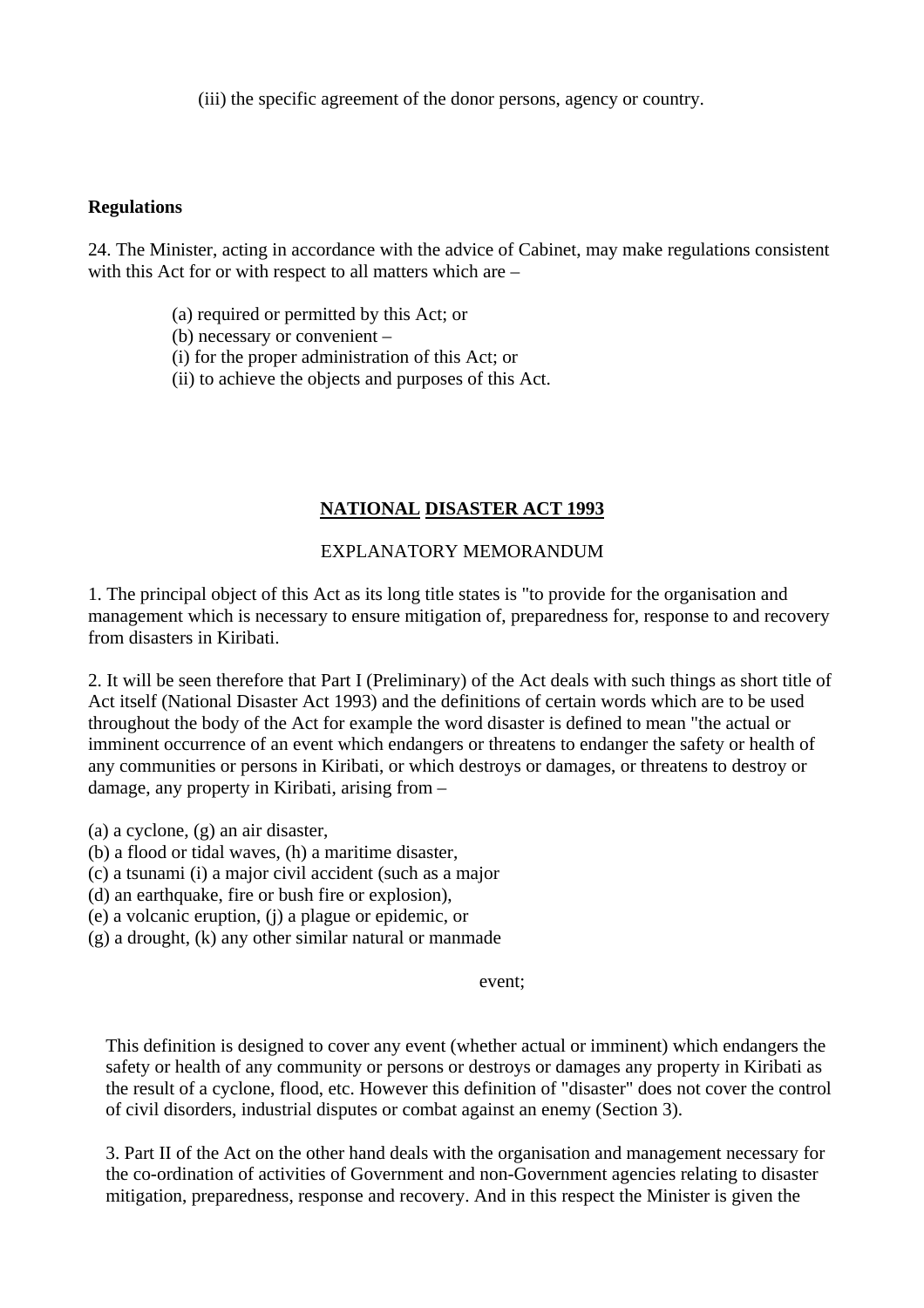(iii) the specific agreement of the donor persons, agency or country.

**Regulations**

24. The Minister, acting in accordance with the advice of Cabinet, may make regulations consistent with this Act for or with respect to all matters which are –

(a) required or permitted by this Act; or
(b) necessary or convenient –
(i) for the proper administration of this Act; or
(ii) to achieve the objects and purposes of this Act.

## NATIONAL DISASTER ACT 1993

EXPLANATORY MEMORANDUM

1. The principal object of this Act as its long title states is "to provide for the organisation and management which is necessary to ensure mitigation of, preparedness for, response to and recovery from disasters in Kiribati.

2. It will be seen therefore that Part I (Preliminary) of the Act deals with such things as short title of Act itself (National Disaster Act 1993) and the definitions of certain words which are to be used throughout the body of the Act for example the word disaster is defined to mean "the actual or imminent occurrence of an event which endangers or threatens to endanger the safety or health of any communities or persons in Kiribati, or which destroys or damages, or threatens to destroy or damage, any property in Kiribati, arising from –

(a) a cyclone, (g) an air disaster,
(b) a flood or tidal waves, (h) a maritime disaster,
(c) a tsunami (i) a major civil accident (such as a major
(d) an earthquake, fire or bush fire or explosion),
(e) a volcanic eruption, (j) a plague or epidemic, or
(g) a drought, (k) any other similar natural or manmade

event;

This definition is designed to cover any event (whether actual or imminent) which endangers the safety or health of any community or persons or destroys or damages any property in Kiribati as the result of a cyclone, flood, etc. However this definition of "disaster" does not cover the control of civil disorders, industrial disputes or combat against an enemy (Section 3).

3. Part II of the Act on the other hand deals with the organisation and management necessary for the co-ordination of activities of Government and non-Government agencies relating to disaster mitigation, preparedness, response and recovery. And in this respect the Minister is given the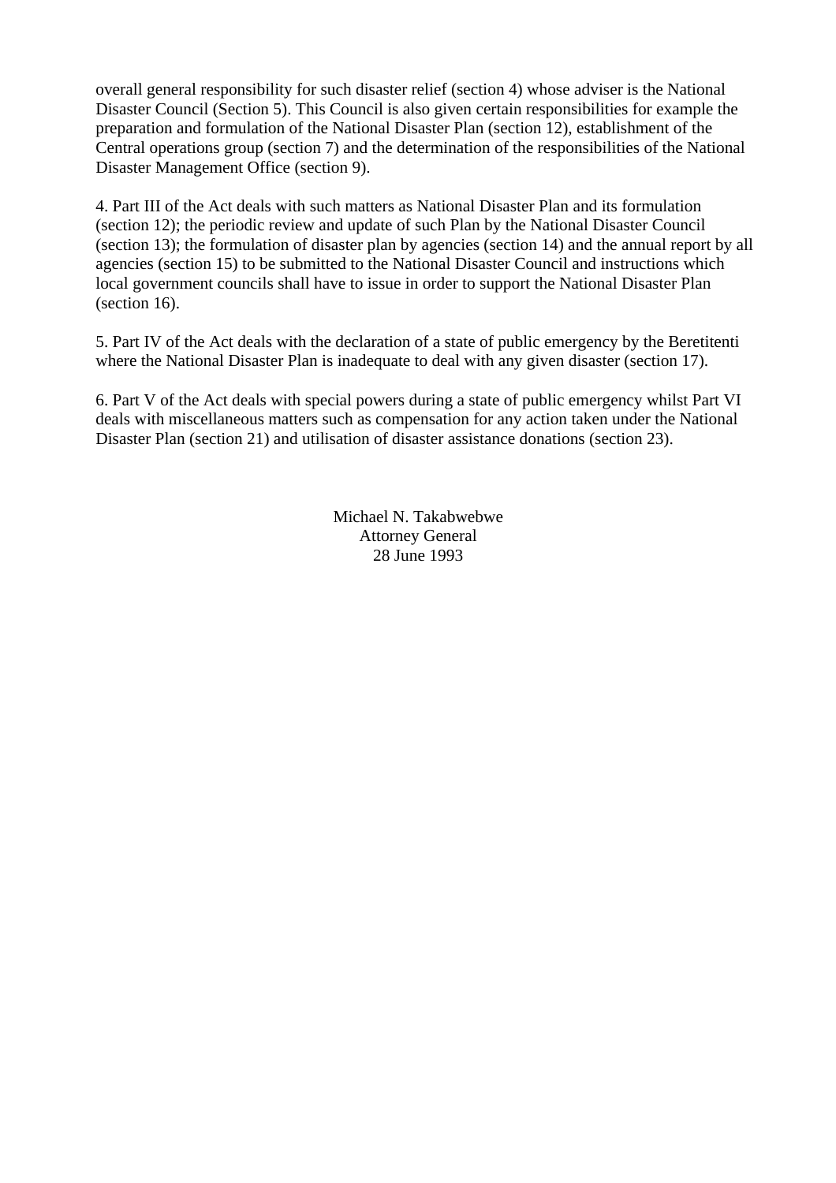overall general responsibility for such disaster relief (section 4) whose adviser is the National Disaster Council (Section 5). This Council is also given certain responsibilities for example the preparation and formulation of the National Disaster Plan (section 12), establishment of the Central operations group (section 7) and the determination of the responsibilities of the National Disaster Management Office (section 9).

4. Part III of the Act deals with such matters as National Disaster Plan and its formulation (section 12); the periodic review and update of such Plan by the National Disaster Council (section 13); the formulation of disaster plan by agencies (section 14) and the annual report by all agencies (section 15) to be submitted to the National Disaster Council and instructions which local government councils shall have to issue in order to support the National Disaster Plan (section 16).

5. Part IV of the Act deals with the declaration of a state of public emergency by the Beretitenti where the National Disaster Plan is inadequate to deal with any given disaster (section 17).

6. Part V of the Act deals with special powers during a state of public emergency whilst Part VI deals with miscellaneous matters such as compensation for any action taken under the National Disaster Plan (section 21) and utilisation of disaster assistance donations (section 23).

Michael N. Takabwebwe
Attorney General
28 June 1993